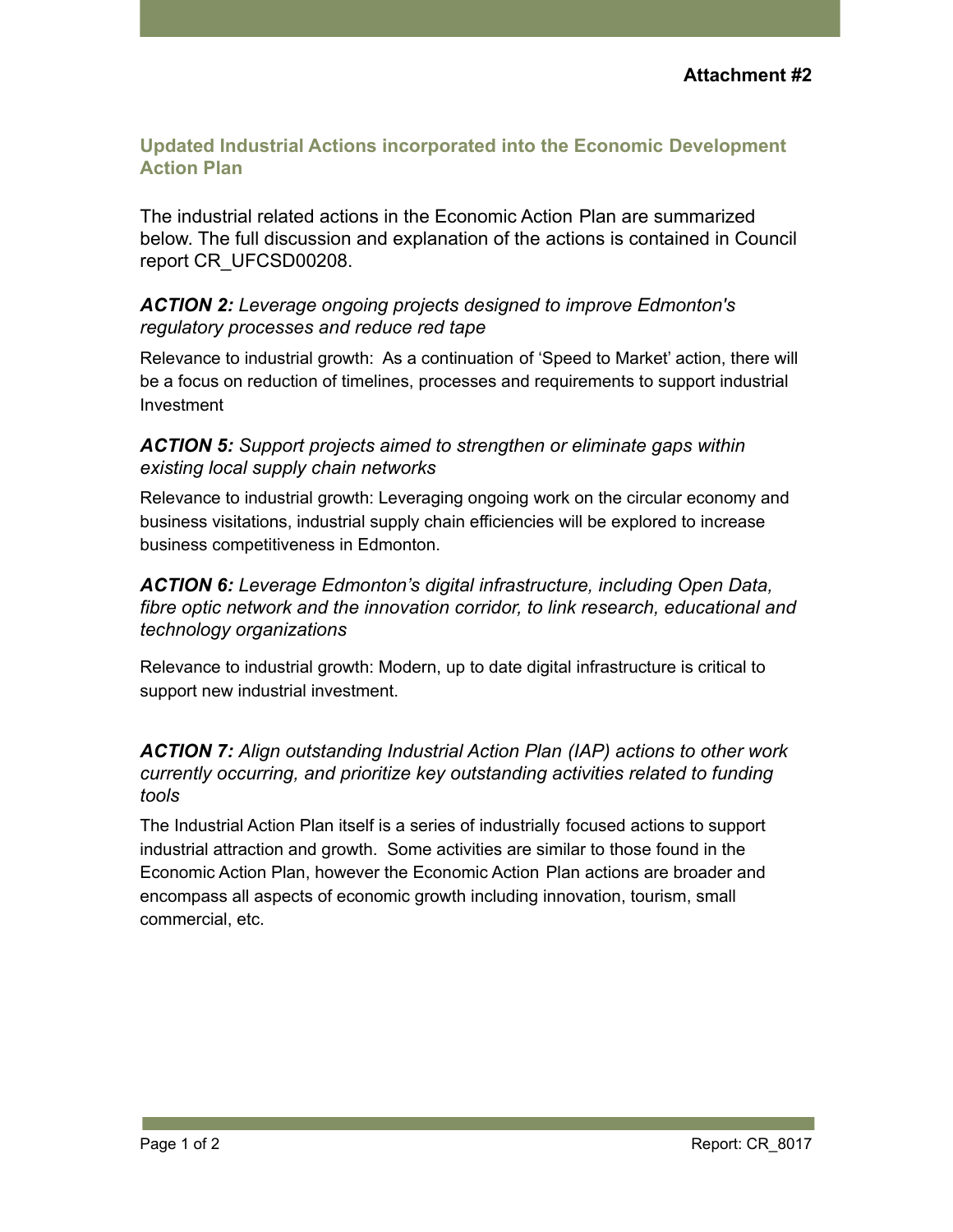**Attachment #2**

## Updated Industrial Actions incorporated into the Economic Development Action Plan

The industrial related actions in the Economic Action Plan are summarized below. The full discussion and explanation of the actions is contained in Council report CR_UFCSD00208.

***ACTION 2:*** *Leverage ongoing projects designed to improve Edmonton's regulatory processes and reduce red tape*

Relevance to industrial growth: As a continuation of 'Speed to Market' action, there will be a focus on reduction of timelines, processes and requirements to support industrial Investment

***ACTION 5:*** *Support projects aimed to strengthen or eliminate gaps within existing local supply chain networks*

Relevance to industrial growth: Leveraging ongoing work on the circular economy and business visitations, industrial supply chain efficiencies will be explored to increase business competitiveness in Edmonton.

***ACTION 6:*** *Leverage Edmonton's digital infrastructure, including Open Data, fibre optic network and the innovation corridor, to link research, educational and technology organizations*

Relevance to industrial growth: Modern, up to date digital infrastructure is critical to support new industrial investment.

***ACTION 7:*** *Align outstanding Industrial Action Plan (IAP) actions to other work currently occurring, and prioritize key outstanding activities related to funding tools*

The Industrial Action Plan itself is a series of industrially focused actions to support industrial attraction and growth. Some activities are similar to those found in the Economic Action Plan, however the Economic Action Plan actions are broader and encompass all aspects of economic growth including innovation, tourism, small commercial, etc.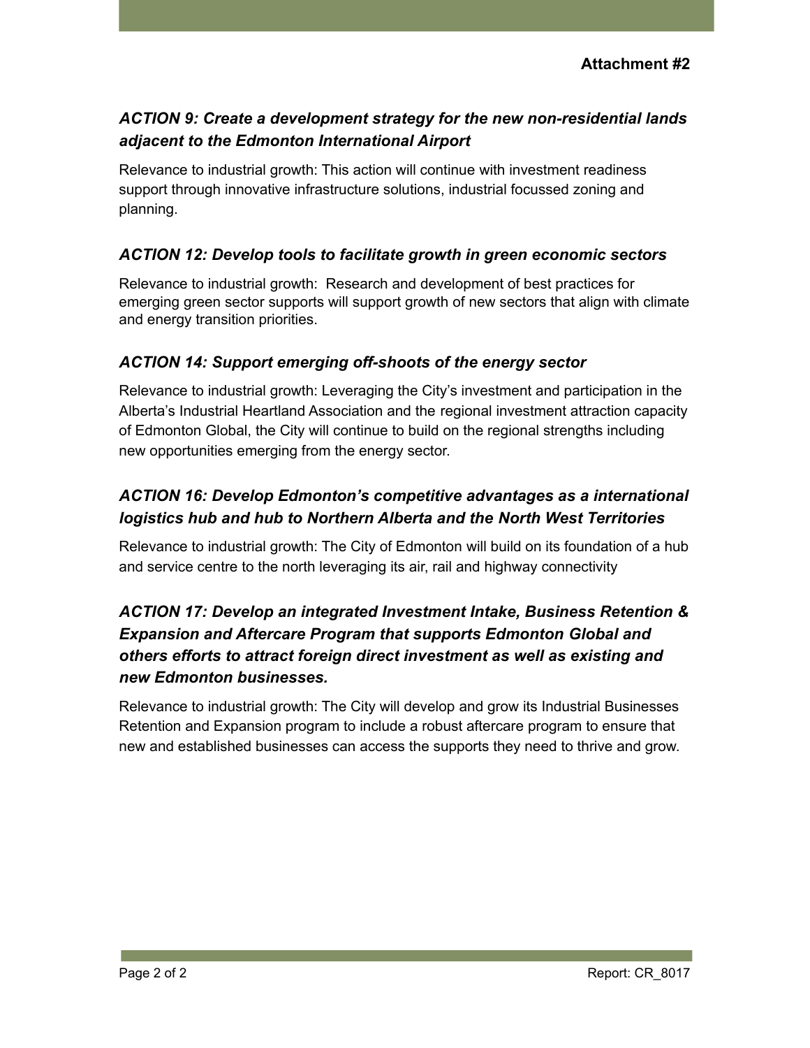**Attachment #2**

### *ACTION 9: Create a development strategy for the new non-residential lands adjacent to the Edmonton International Airport*

Relevance to industrial growth: This action will continue with investment readiness support through innovative infrastructure solutions, industrial focussed zoning and planning.

### *ACTION 12: Develop tools to facilitate growth in green economic sectors*

Relevance to industrial growth: Research and development of best practices for emerging green sector supports will support growth of new sectors that align with climate and energy transition priorities.

### *ACTION 14: Support emerging off-shoots of the energy sector*

Relevance to industrial growth: Leveraging the City's investment and participation in the Alberta's Industrial Heartland Association and the regional investment attraction capacity of Edmonton Global, the City will continue to build on the regional strengths including new opportunities emerging from the energy sector.

### *ACTION 16: Develop Edmonton's competitive advantages as a international logistics hub and hub to Northern Alberta and the North West Territories*

Relevance to industrial growth: The City of Edmonton will build on its foundation of a hub and service centre to the north leveraging its air, rail and highway connectivity

### *ACTION 17: Develop an integrated Investment Intake, Business Retention & Expansion and Aftercare Program that supports Edmonton Global and others efforts to attract foreign direct investment as well as existing and new Edmonton businesses.*

Relevance to industrial growth: The City will develop and grow its Industrial Businesses Retention and Expansion program to include a robust aftercare program to ensure that new and established businesses can access the supports they need to thrive and grow.